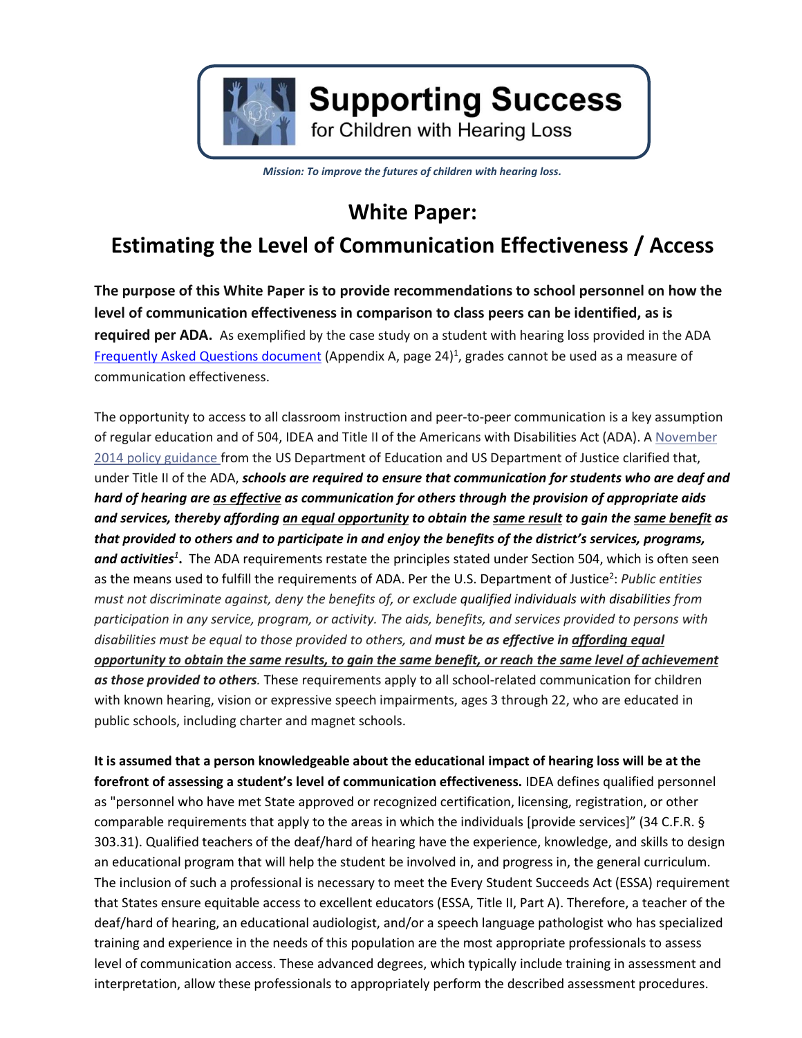**Supporting Success**
for Children with Hearing Loss

*Mission: To improve the futures of children with hearing loss.*

# White Paper:
# Estimating the Level of Communication Effectiveness / Access

**The purpose of this White Paper is to provide recommendations to school personnel on how the level of communication effectiveness in comparison to class peers can be identified, as is required per ADA.** As exemplified by the case study on a student with hearing loss provided in the ADA Frequently Asked Questions document (Appendix A, page 24)[1], grades cannot be used as a measure of communication effectiveness.

The opportunity to access to all classroom instruction and peer-to-peer communication is a key assumption of regular education and of 504, IDEA and Title II of the Americans with Disabilities Act (ADA). A November 2014 policy guidance from the US Department of Education and US Department of Justice clarified that, under Title II of the ADA, ***schools are required to ensure that communication for students who are deaf and hard of hearing are <u>as effective</u> as communication for others through the provision of appropriate aids and services, thereby affording <u>an equal opportunity</u> to obtain the <u>same result</u> to gain the <u>same benefit</u> as that provided to others and to participate in and enjoy the benefits of the district's services, programs, and activities***[1]**.** The ADA requirements restate the principles stated under Section 504, which is often seen as the means used to fulfill the requirements of ADA. Per the U.S. Department of Justice[2]: *Public entities must not discriminate against, deny the benefits of, or exclude qualified individuals with disabilities from participation in any service, program, or activity. The aids, benefits, and services provided to persons with disabilities must be equal to those provided to others, and **must be as effective in <u>affording equal opportunity to obtain the same results, to gain the same benefit, or reach the same level of achievement</u> as those provided to others**.* These requirements apply to all school-related communication for children with known hearing, vision or expressive speech impairments, ages 3 through 22, who are educated in public schools, including charter and magnet schools.

**It is assumed that a person knowledgeable about the educational impact of hearing loss will be at the forefront of assessing a student's level of communication effectiveness.** IDEA defines qualified personnel as "personnel who have met State approved or recognized certification, licensing, registration, or other comparable requirements that apply to the areas in which the individuals [provide services]" (34 C.F.R. § 303.31). Qualified teachers of the deaf/hard of hearing have the experience, knowledge, and skills to design an educational program that will help the student be involved in, and progress in, the general curriculum. The inclusion of such a professional is necessary to meet the Every Student Succeeds Act (ESSA) requirement that States ensure equitable access to excellent educators (ESSA, Title II, Part A). Therefore, a teacher of the deaf/hard of hearing, an educational audiologist, and/or a speech language pathologist who has specialized training and experience in the needs of this population are the most appropriate professionals to assess level of communication access. These advanced degrees, which typically include training in assessment and interpretation, allow these professionals to appropriately perform the described assessment procedures.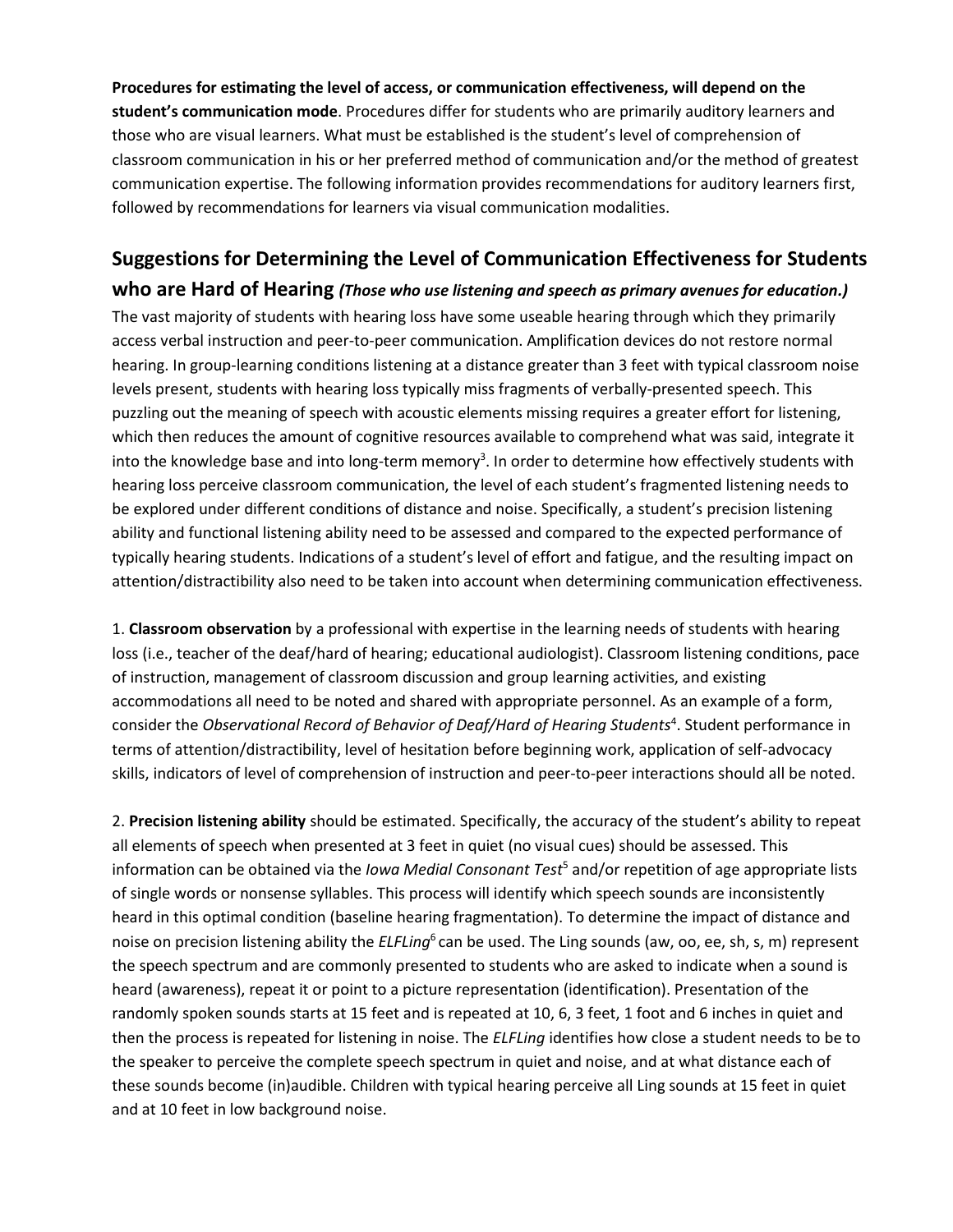**Procedures for estimating the level of access, or communication effectiveness, will depend on the student's communication mode**. Procedures differ for students who are primarily auditory learners and those who are visual learners. What must be established is the student's level of comprehension of classroom communication in his or her preferred method of communication and/or the method of greatest communication expertise. The following information provides recommendations for auditory learners first, followed by recommendations for learners via visual communication modalities.

## Suggestions for Determining the Level of Communication Effectiveness for Students who are Hard of Hearing *(Those who use listening and speech as primary avenues for education.)*

The vast majority of students with hearing loss have some useable hearing through which they primarily access verbal instruction and peer-to-peer communication. Amplification devices do not restore normal hearing. In group-learning conditions listening at a distance greater than 3 feet with typical classroom noise levels present, students with hearing loss typically miss fragments of verbally-presented speech. This puzzling out the meaning of speech with acoustic elements missing requires a greater effort for listening, which then reduces the amount of cognitive resources available to comprehend what was said, integrate it into the knowledge base and into long-term memory[3]. In order to determine how effectively students with hearing loss perceive classroom communication, the level of each student's fragmented listening needs to be explored under different conditions of distance and noise. Specifically, a student's precision listening ability and functional listening ability need to be assessed and compared to the expected performance of typically hearing students. Indications of a student's level of effort and fatigue, and the resulting impact on attention/distractibility also need to be taken into account when determining communication effectiveness.

1. **Classroom observation** by a professional with expertise in the learning needs of students with hearing loss (i.e., teacher of the deaf/hard of hearing; educational audiologist). Classroom listening conditions, pace of instruction, management of classroom discussion and group learning activities, and existing accommodations all need to be noted and shared with appropriate personnel. As an example of a form, consider the *Observational Record of Behavior of Deaf/Hard of Hearing Students*[4]. Student performance in terms of attention/distractibility, level of hesitation before beginning work, application of self-advocacy skills, indicators of level of comprehension of instruction and peer-to-peer interactions should all be noted.

2. **Precision listening ability** should be estimated. Specifically, the accuracy of the student's ability to repeat all elements of speech when presented at 3 feet in quiet (no visual cues) should be assessed. This information can be obtained via the *Iowa Medial Consonant Test*[5] and/or repetition of age appropriate lists of single words or nonsense syllables. This process will identify which speech sounds are inconsistently heard in this optimal condition (baseline hearing fragmentation). To determine the impact of distance and noise on precision listening ability the *ELFLing*[6] can be used. The Ling sounds (aw, oo, ee, sh, s, m) represent the speech spectrum and are commonly presented to students who are asked to indicate when a sound is heard (awareness), repeat it or point to a picture representation (identification). Presentation of the randomly spoken sounds starts at 15 feet and is repeated at 10, 6, 3 feet, 1 foot and 6 inches in quiet and then the process is repeated for listening in noise. The *ELFLing* identifies how close a student needs to be to the speaker to perceive the complete speech spectrum in quiet and noise, and at what distance each of these sounds become (in)audible. Children with typical hearing perceive all Ling sounds at 15 feet in quiet and at 10 feet in low background noise.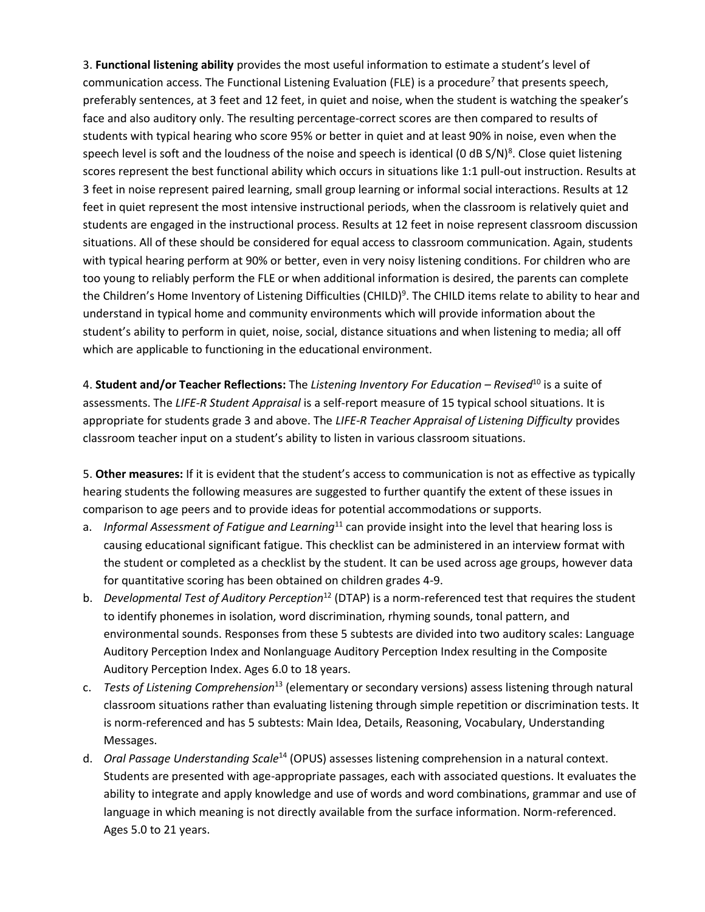3. **Functional listening ability** provides the most useful information to estimate a student's level of communication access. The Functional Listening Evaluation (FLE) is a procedure[7] that presents speech, preferably sentences, at 3 feet and 12 feet, in quiet and noise, when the student is watching the speaker's face and also auditory only. The resulting percentage-correct scores are then compared to results of students with typical hearing who score 95% or better in quiet and at least 90% in noise, even when the speech level is soft and the loudness of the noise and speech is identical (0 dB S/N)[8]. Close quiet listening scores represent the best functional ability which occurs in situations like 1:1 pull-out instruction. Results at 3 feet in noise represent paired learning, small group learning or informal social interactions. Results at 12 feet in quiet represent the most intensive instructional periods, when the classroom is relatively quiet and students are engaged in the instructional process. Results at 12 feet in noise represent classroom discussion situations. All of these should be considered for equal access to classroom communication. Again, students with typical hearing perform at 90% or better, even in very noisy listening conditions. For children who are too young to reliably perform the FLE or when additional information is desired, the parents can complete the Children's Home Inventory of Listening Difficulties (CHILD)[9]. The CHILD items relate to ability to hear and understand in typical home and community environments which will provide information about the student's ability to perform in quiet, noise, social, distance situations and when listening to media; all off which are applicable to functioning in the educational environment.

4. **Student and/or Teacher Reflections:** The *Listening Inventory For Education – Revised*[10] is a suite of assessments. The *LIFE-R Student Appraisal* is a self-report measure of 15 typical school situations. It is appropriate for students grade 3 and above. The *LIFE-R Teacher Appraisal of Listening Difficulty* provides classroom teacher input on a student's ability to listen in various classroom situations.

5. **Other measures:** If it is evident that the student's access to communication is not as effective as typically hearing students the following measures are suggested to further quantify the extent of these issues in comparison to age peers and to provide ideas for potential accommodations or supports.

a. *Informal Assessment of Fatigue and Learning*[11] can provide insight into the level that hearing loss is causing educational significant fatigue. This checklist can be administered in an interview format with the student or completed as a checklist by the student. It can be used across age groups, however data for quantitative scoring has been obtained on children grades 4-9.

b. *Developmental Test of Auditory Perception*[12] (DTAP) is a norm-referenced test that requires the student to identify phonemes in isolation, word discrimination, rhyming sounds, tonal pattern, and environmental sounds. Responses from these 5 subtests are divided into two auditory scales: Language Auditory Perception Index and Nonlanguage Auditory Perception Index resulting in the Composite Auditory Perception Index. Ages 6.0 to 18 years.

c. *Tests of Listening Comprehension*[13] (elementary or secondary versions) assess listening through natural classroom situations rather than evaluating listening through simple repetition or discrimination tests. It is norm-referenced and has 5 subtests: Main Idea, Details, Reasoning, Vocabulary, Understanding Messages.

d. *Oral Passage Understanding Scale*[14] (OPUS) assesses listening comprehension in a natural context. Students are presented with age-appropriate passages, each with associated questions. It evaluates the ability to integrate and apply knowledge and use of words and word combinations, grammar and use of language in which meaning is not directly available from the surface information. Norm-referenced. Ages 5.0 to 21 years.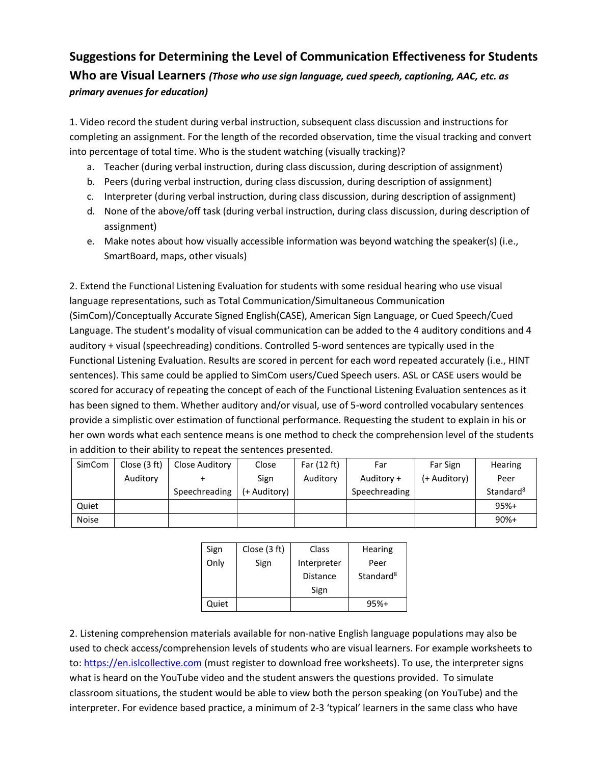## Suggestions for Determining the Level of Communication Effectiveness for Students Who are Visual Learners *(Those who use sign language, cued speech, captioning, AAC, etc. as primary avenues for education)*

1. Video record the student during verbal instruction, subsequent class discussion and instructions for completing an assignment. For the length of the recorded observation, time the visual tracking and convert into percentage of total time. Who is the student watching (visually tracking)?
   a. Teacher (during verbal instruction, during class discussion, during description of assignment)
   b. Peers (during verbal instruction, during class discussion, during description of assignment)
   c. Interpreter (during verbal instruction, during class discussion, during description of assignment)
   d. None of the above/off task (during verbal instruction, during class discussion, during description of assignment)
   e. Make notes about how visually accessible information was beyond watching the speaker(s) (i.e., SmartBoard, maps, other visuals)

2. Extend the Functional Listening Evaluation for students with some residual hearing who use visual language representations, such as Total Communication/Simultaneous Communication (SimCom)/Conceptually Accurate Signed English(CASE), American Sign Language, or Cued Speech/Cued Language. The student's modality of visual communication can be added to the 4 auditory conditions and 4 auditory + visual (speechreading) conditions. Controlled 5-word sentences are typically used in the Functional Listening Evaluation. Results are scored in percent for each word repeated accurately (i.e., HINT sentences). This same could be applied to SimCom users/Cued Speech users. ASL or CASE users would be scored for accuracy of repeating the concept of each of the Functional Listening Evaluation sentences as it has been signed to them. Whether auditory and/or visual, use of 5-word controlled vocabulary sentences provide a simplistic over estimation of functional performance. Requesting the student to explain in his or her own words what each sentence means is one method to check the comprehension level of the students in addition to their ability to repeat the sentences presented.

| SimCom | Close (3 ft) Auditory | Close Auditory + Speechreading | Close Sign (+ Auditory) | Far (12 ft) Auditory | Far Auditory + Speechreading | Far Sign (+ Auditory) | Hearing Peer Standard[8] |
|---|---|---|---|---|---|---|---|
| Quiet | | | | | | | 95%+ |
| Noise | | | | | | | 90%+ |

| Sign Only | Close (3 ft) Sign | Class Interpreter Distance Sign | Hearing Peer Standard[8] |
|---|---|---|---|
| Quiet | | | 95%+ |

2. Listening comprehension materials available for non-native English language populations may also be used to check access/comprehension levels of students who are visual learners. For example worksheets to to: https://en.islcollective.com (must register to download free worksheets). To use, the interpreter signs what is heard on the YouTube video and the student answers the questions provided. To simulate classroom situations, the student would be able to view both the person speaking (on YouTube) and the interpreter. For evidence based practice, a minimum of 2-3 'typical' learners in the same class who have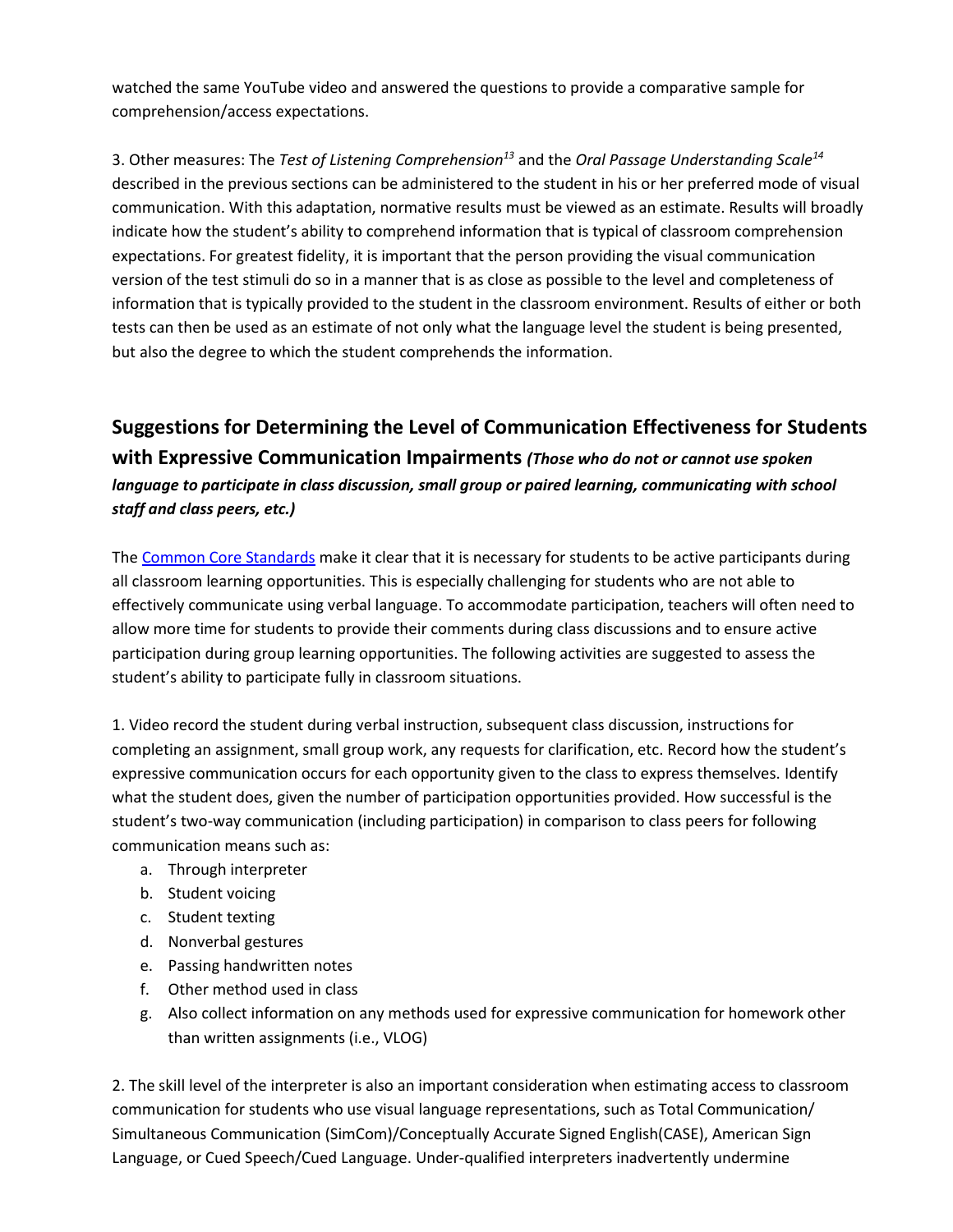watched the same YouTube video and answered the questions to provide a comparative sample for comprehension/access expectations.

3. Other measures: The *Test of Listening Comprehension*[13] and the *Oral Passage Understanding Scale*[14] described in the previous sections can be administered to the student in his or her preferred mode of visual communication. With this adaptation, normative results must be viewed as an estimate. Results will broadly indicate how the student's ability to comprehend information that is typical of classroom comprehension expectations. For greatest fidelity, it is important that the person providing the visual communication version of the test stimuli do so in a manner that is as close as possible to the level and completeness of information that is typically provided to the student in the classroom environment. Results of either or both tests can then be used as an estimate of not only what the language level the student is being presented, but also the degree to which the student comprehends the information.

## Suggestions for Determining the Level of Communication Effectiveness for Students with Expressive Communication Impairments *(Those who do not or cannot use spoken language to participate in class discussion, small group or paired learning, communicating with school staff and class peers, etc.)*

The Common Core Standards make it clear that it is necessary for students to be active participants during all classroom learning opportunities. This is especially challenging for students who are not able to effectively communicate using verbal language. To accommodate participation, teachers will often need to allow more time for students to provide their comments during class discussions and to ensure active participation during group learning opportunities. The following activities are suggested to assess the student's ability to participate fully in classroom situations.

1. Video record the student during verbal instruction, subsequent class discussion, instructions for completing an assignment, small group work, any requests for clarification, etc. Record how the student's expressive communication occurs for each opportunity given to the class to express themselves. Identify what the student does, given the number of participation opportunities provided. How successful is the student's two-way communication (including participation) in comparison to class peers for following communication means such as:
   a. Through interpreter
   b. Student voicing
   c. Student texting
   d. Nonverbal gestures
   e. Passing handwritten notes
   f. Other method used in class
   g. Also collect information on any methods used for expressive communication for homework other than written assignments (i.e., VLOG)

2. The skill level of the interpreter is also an important consideration when estimating access to classroom communication for students who use visual language representations, such as Total Communication/ Simultaneous Communication (SimCom)/Conceptually Accurate Signed English(CASE), American Sign Language, or Cued Speech/Cued Language. Under-qualified interpreters inadvertently undermine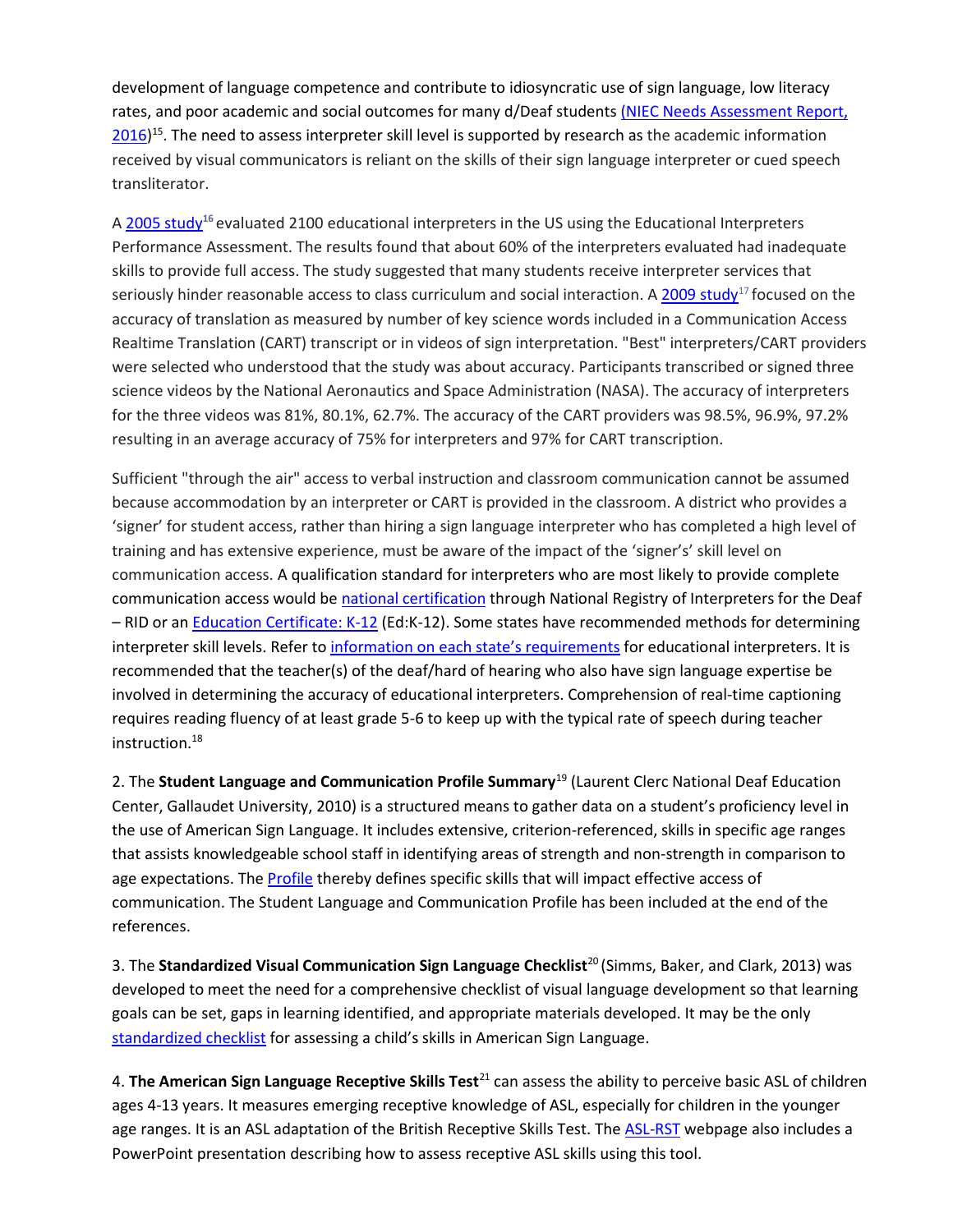development of language competence and contribute to idiosyncratic use of sign language, low literacy rates, and poor academic and social outcomes for many d/Deaf students (NIEC Needs Assessment Report, 2016)[15]. The need to assess interpreter skill level is supported by research as the academic information received by visual communicators is reliant on the skills of their sign language interpreter or cued speech transliterator.

A 2005 study[16] evaluated 2100 educational interpreters in the US using the Educational Interpreters Performance Assessment. The results found that about 60% of the interpreters evaluated had inadequate skills to provide full access. The study suggested that many students receive interpreter services that seriously hinder reasonable access to class curriculum and social interaction. A 2009 study[17] focused on the accuracy of translation as measured by number of key science words included in a Communication Access Realtime Translation (CART) transcript or in videos of sign interpretation. "Best" interpreters/CART providers were selected who understood that the study was about accuracy. Participants transcribed or signed three science videos by the National Aeronautics and Space Administration (NASA). The accuracy of interpreters for the three videos was 81%, 80.1%, 62.7%. The accuracy of the CART providers was 98.5%, 96.9%, 97.2% resulting in an average accuracy of 75% for interpreters and 97% for CART transcription.

Sufficient "through the air" access to verbal instruction and classroom communication cannot be assumed because accommodation by an interpreter or CART is provided in the classroom. A district who provides a 'signer' for student access, rather than hiring a sign language interpreter who has completed a high level of training and has extensive experience, must be aware of the impact of the 'signer's' skill level on communication access. A qualification standard for interpreters who are most likely to provide complete communication access would be national certification through National Registry of Interpreters for the Deaf – RID or an Education Certificate: K-12 (Ed:K-12). Some states have recommended methods for determining interpreter skill levels. Refer to information on each state's requirements for educational interpreters. It is recommended that the teacher(s) of the deaf/hard of hearing who also have sign language expertise be involved in determining the accuracy of educational interpreters. Comprehension of real-time captioning requires reading fluency of at least grade 5-6 to keep up with the typical rate of speech during teacher instruction.[18]

2. The **Student Language and Communication Profile Summary**[19] (Laurent Clerc National Deaf Education Center, Gallaudet University, 2010) is a structured means to gather data on a student's proficiency level in the use of American Sign Language. It includes extensive, criterion-referenced, skills in specific age ranges that assists knowledgeable school staff in identifying areas of strength and non-strength in comparison to age expectations. The Profile thereby defines specific skills that will impact effective access of communication. The Student Language and Communication Profile has been included at the end of the references.

3. The **Standardized Visual Communication Sign Language Checklist**[20] (Simms, Baker, and Clark, 2013) was developed to meet the need for a comprehensive checklist of visual language development so that learning goals can be set, gaps in learning identified, and appropriate materials developed. It may be the only standardized checklist for assessing a child's skills in American Sign Language.

4. **The American Sign Language Receptive Skills Test**[21] can assess the ability to perceive basic ASL of children ages 4-13 years. It measures emerging receptive knowledge of ASL, especially for children in the younger age ranges. It is an ASL adaptation of the British Receptive Skills Test. The ASL-RST webpage also includes a PowerPoint presentation describing how to assess receptive ASL skills using this tool.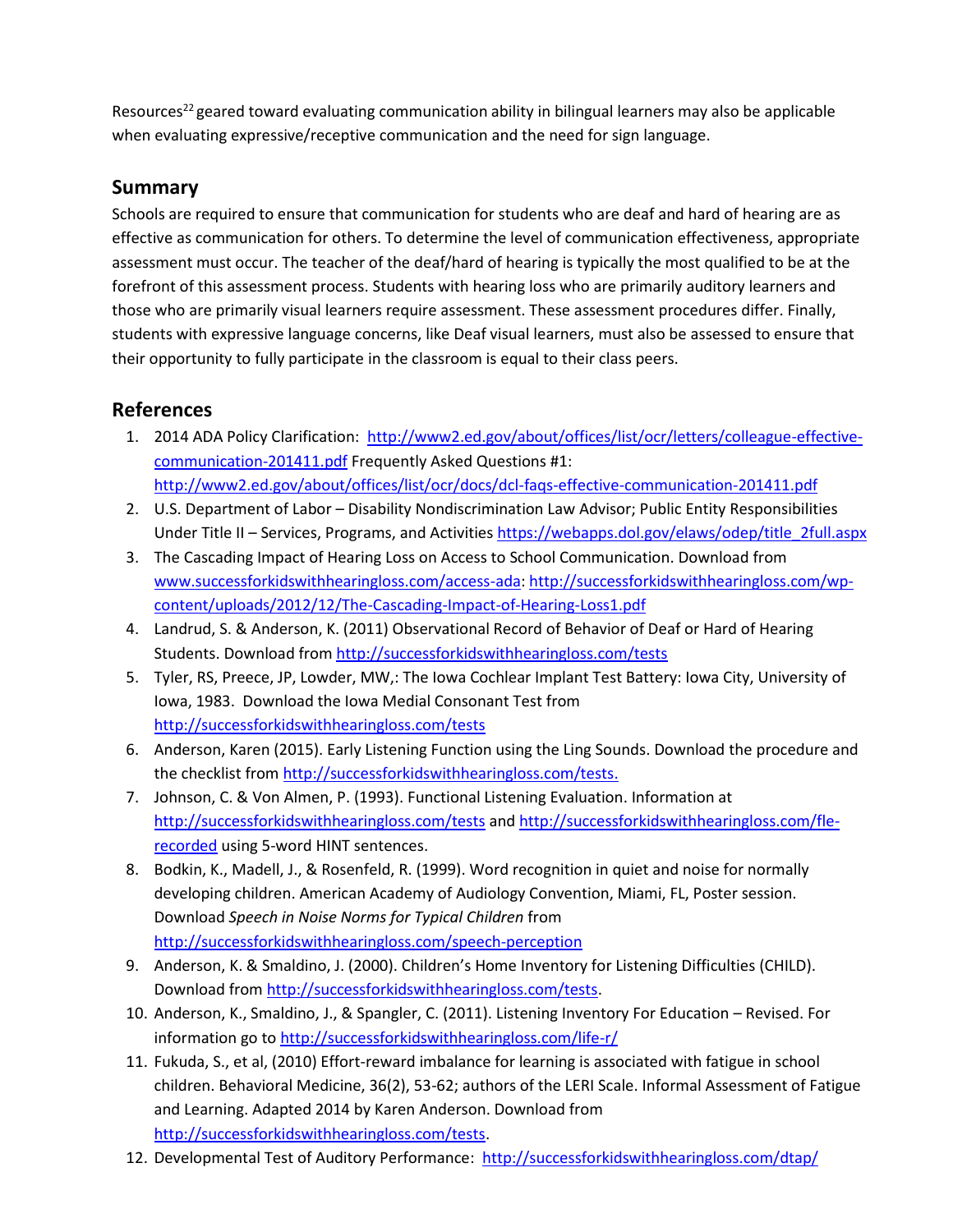Resources[22] geared toward evaluating communication ability in bilingual learners may also be applicable when evaluating expressive/receptive communication and the need for sign language.

## Summary

Schools are required to ensure that communication for students who are deaf and hard of hearing are as effective as communication for others. To determine the level of communication effectiveness, appropriate assessment must occur. The teacher of the deaf/hard of hearing is typically the most qualified to be at the forefront of this assessment process. Students with hearing loss who are primarily auditory learners and those who are primarily visual learners require assessment. These assessment procedures differ. Finally, students with expressive language concerns, like Deaf visual learners, must also be assessed to ensure that their opportunity to fully participate in the classroom is equal to their class peers.

## References

1. 2014 ADA Policy Clarification: http://www2.ed.gov/about/offices/list/ocr/letters/colleague-effective-communication-201411.pdf Frequently Asked Questions #1: http://www2.ed.gov/about/offices/list/ocr/docs/dcl-faqs-effective-communication-201411.pdf
2. U.S. Department of Labor – Disability Nondiscrimination Law Advisor; Public Entity Responsibilities Under Title II – Services, Programs, and Activities https://webapps.dol.gov/elaws/odep/title_2full.aspx
3. The Cascading Impact of Hearing Loss on Access to School Communication. Download from www.successforkidswithhearingloss.com/access-ada: http://successforkidswithhearingloss.com/wp-content/uploads/2012/12/The-Cascading-Impact-of-Hearing-Loss1.pdf
4. Landrud, S. & Anderson, K. (2011) Observational Record of Behavior of Deaf or Hard of Hearing Students. Download from http://successforkidswithhearingloss.com/tests
5. Tyler, RS, Preece, JP, Lowder, MW,: The Iowa Cochlear Implant Test Battery: Iowa City, University of Iowa, 1983. Download the Iowa Medial Consonant Test from http://successforkidswithhearingloss.com/tests
6. Anderson, Karen (2015). Early Listening Function using the Ling Sounds. Download the procedure and the checklist from http://successforkidswithhearingloss.com/tests.
7. Johnson, C. & Von Almen, P. (1993). Functional Listening Evaluation. Information at http://successforkidswithhearingloss.com/tests and http://successforkidswithhearingloss.com/fle-recorded using 5-word HINT sentences.
8. Bodkin, K., Madell, J., & Rosenfeld, R. (1999). Word recognition in quiet and noise for normally developing children. American Academy of Audiology Convention, Miami, FL, Poster session. Download *Speech in Noise Norms for Typical Children* from http://successforkidswithhearingloss.com/speech-perception
9. Anderson, K. & Smaldino, J. (2000). Children's Home Inventory for Listening Difficulties (CHILD). Download from http://successforkidswithhearingloss.com/tests.
10. Anderson, K., Smaldino, J., & Spangler, C. (2011). Listening Inventory For Education – Revised. For information go to http://successforkidswithhearingloss.com/life-r/
11. Fukuda, S., et al, (2010) Effort-reward imbalance for learning is associated with fatigue in school children. Behavioral Medicine, 36(2), 53-62; authors of the LERI Scale. Informal Assessment of Fatigue and Learning. Adapted 2014 by Karen Anderson. Download from http://successforkidswithhearingloss.com/tests.
12. Developmental Test of Auditory Performance: http://successforkidswithhearingloss.com/dtap/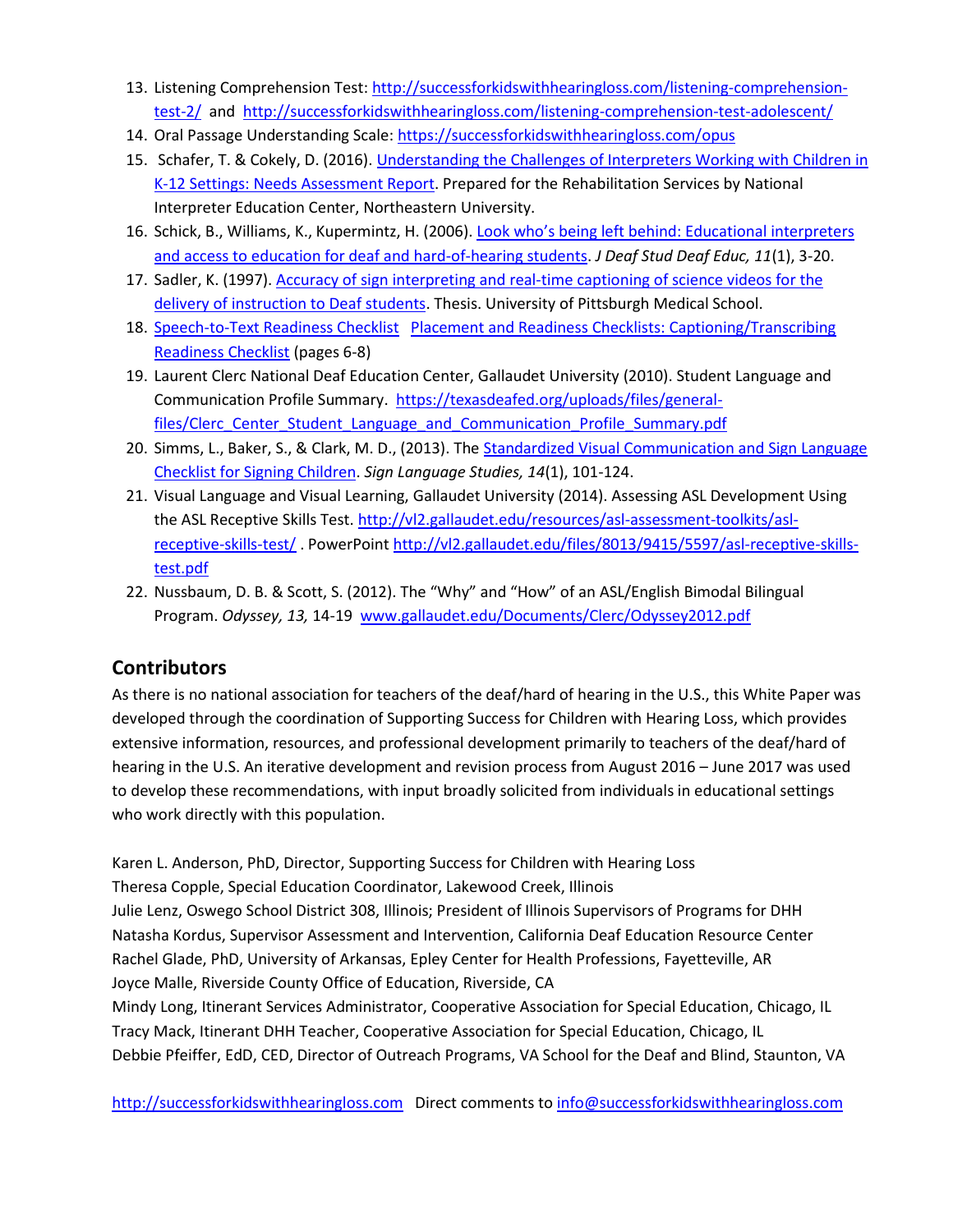13. Listening Comprehension Test: http://successforkidswithhearingloss.com/listening-comprehension-test-2/ and http://successforkidswithhearingloss.com/listening-comprehension-test-adolescent/
14. Oral Passage Understanding Scale: https://successforkidswithhearingloss.com/opus
15. Schafer, T. & Cokely, D. (2016). Understanding the Challenges of Interpreters Working with Children in K-12 Settings: Needs Assessment Report. Prepared for the Rehabilitation Services by National Interpreter Education Center, Northeastern University.
16. Schick, B., Williams, K., Kupermintz, H. (2006). Look who's being left behind: Educational interpreters and access to education for deaf and hard-of-hearing students. *J Deaf Stud Deaf Educ, 11*(1), 3-20.
17. Sadler, K. (1997). Accuracy of sign interpreting and real-time captioning of science videos for the delivery of instruction to Deaf students. Thesis. University of Pittsburgh Medical School.
18. Speech-to-Text Readiness Checklist  Placement and Readiness Checklists: Captioning/Transcribing Readiness Checklist (pages 6-8)
19. Laurent Clerc National Deaf Education Center, Gallaudet University (2010). Student Language and Communication Profile Summary. https://texasdeafed.org/uploads/files/general-files/Clerc_Center_Student_Language_and_Communication_Profile_Summary.pdf
20. Simms, L., Baker, S., & Clark, M. D., (2013). The Standardized Visual Communication and Sign Language Checklist for Signing Children. *Sign Language Studies, 14*(1), 101-124.
21. Visual Language and Visual Learning, Gallaudet University (2014). Assessing ASL Development Using the ASL Receptive Skills Test. http://vl2.gallaudet.edu/resources/asl-assessment-toolkits/asl-receptive-skills-test/ . PowerPoint http://vl2.gallaudet.edu/files/8013/9415/5597/asl-receptive-skills-test.pdf
22. Nussbaum, D. B. & Scott, S. (2012). The "Why" and "How" of an ASL/English Bimodal Bilingual Program. *Odyssey, 13,* 14-19 www.gallaudet.edu/Documents/Clerc/Odyssey2012.pdf

## Contributors

As there is no national association for teachers of the deaf/hard of hearing in the U.S., this White Paper was developed through the coordination of Supporting Success for Children with Hearing Loss, which provides extensive information, resources, and professional development primarily to teachers of the deaf/hard of hearing in the U.S. An iterative development and revision process from August 2016 – June 2017 was used to develop these recommendations, with input broadly solicited from individuals in educational settings who work directly with this population.

Karen L. Anderson, PhD, Director, Supporting Success for Children with Hearing Loss
Theresa Copple, Special Education Coordinator, Lakewood Creek, Illinois
Julie Lenz, Oswego School District 308, Illinois; President of Illinois Supervisors of Programs for DHH
Natasha Kordus, Supervisor Assessment and Intervention, California Deaf Education Resource Center
Rachel Glade, PhD, University of Arkansas, Epley Center for Health Professions, Fayetteville, AR
Joyce Malle, Riverside County Office of Education, Riverside, CA
Mindy Long, Itinerant Services Administrator, Cooperative Association for Special Education, Chicago, IL
Tracy Mack, Itinerant DHH Teacher, Cooperative Association for Special Education, Chicago, IL
Debbie Pfeiffer, EdD, CED, Director of Outreach Programs, VA School for the Deaf and Blind, Staunton, VA

http://successforkidswithhearingloss.com   Direct comments to info@successforkidswithhearingloss.com